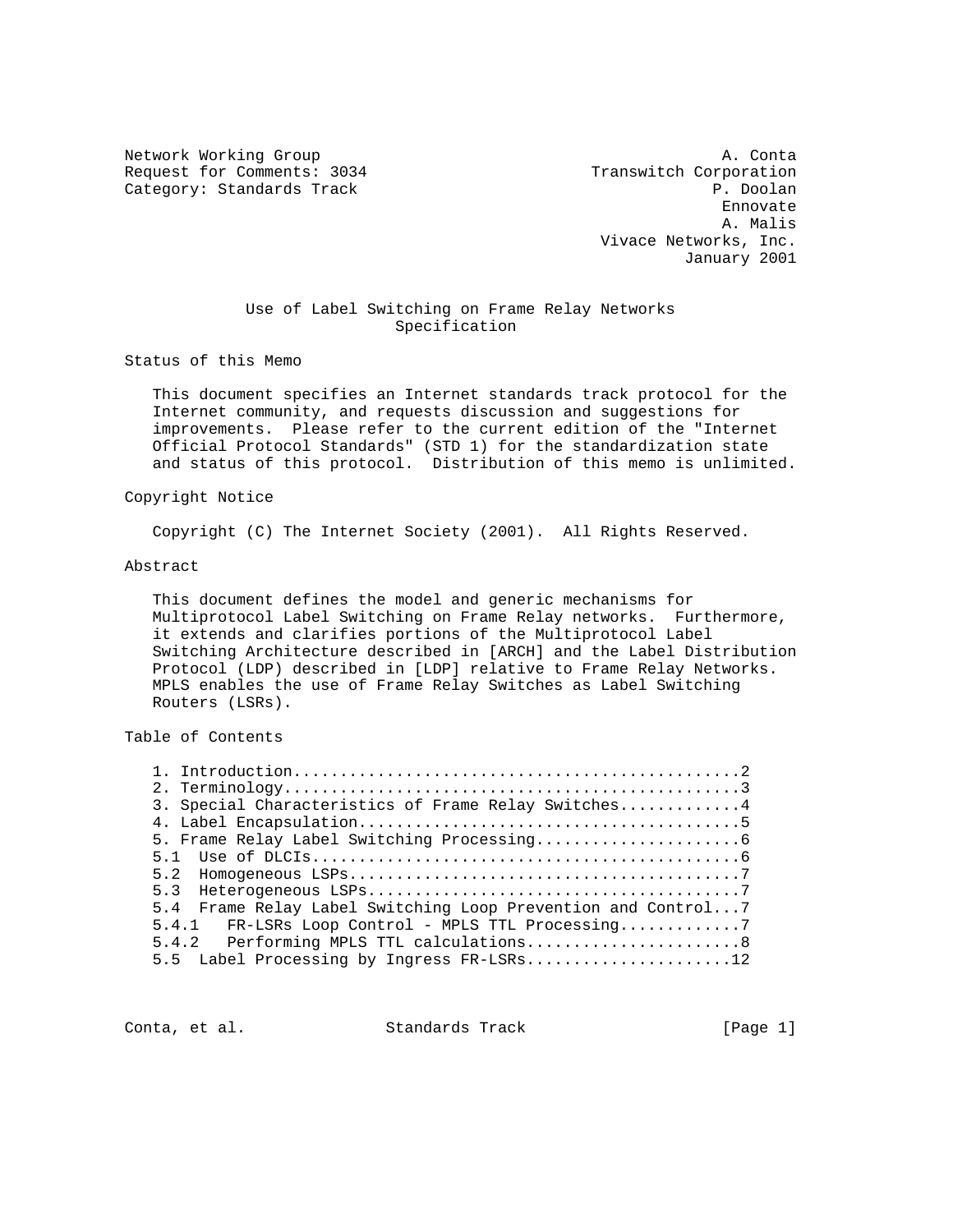Network Working Group A. Conta
Request for Comments: 3034 Transwitch Corporation
Category: Standards Track P. Doolan
Ennovate
A. Malis
Vivace Networks, Inc.
January 2001

# Use of Label Switching on Frame Relay Networks Specification

## Status of this Memo

This document specifies an Internet standards track protocol for the Internet community, and requests discussion and suggestions for improvements. Please refer to the current edition of the "Internet Official Protocol Standards" (STD 1) for the standardization state and status of this protocol. Distribution of this memo is unlimited.

## Copyright Notice

Copyright (C) The Internet Society (2001). All Rights Reserved.

## Abstract

This document defines the model and generic mechanisms for Multiprotocol Label Switching on Frame Relay networks. Furthermore, it extends and clarifies portions of the Multiprotocol Label Switching Architecture described in [ARCH] and the Label Distribution Protocol (LDP) described in [LDP] relative to Frame Relay Networks. MPLS enables the use of Frame Relay Switches as Label Switching Routers (LSRs).

## Table of Contents

```
1. Introduction...............................................2
2. Terminology................................................3
3. Special Characteristics of Frame Relay Switches............4
4. Label Encapsulation........................................5
5. Frame Relay Label Switching Processing.....................6
5.1  Use of DLCIs.............................................6
5.2  Homogeneous LSPs.........................................7
5.3  Heterogeneous LSPs.......................................7
5.4  Frame Relay Label Switching Loop Prevention and Control...7
5.4.1   FR-LSRs Loop Control - MPLS TTL Processing............7
5.4.2   Performing MPLS TTL calculations......................8
5.5  Label Processing by Ingress FR-LSRs.....................12
```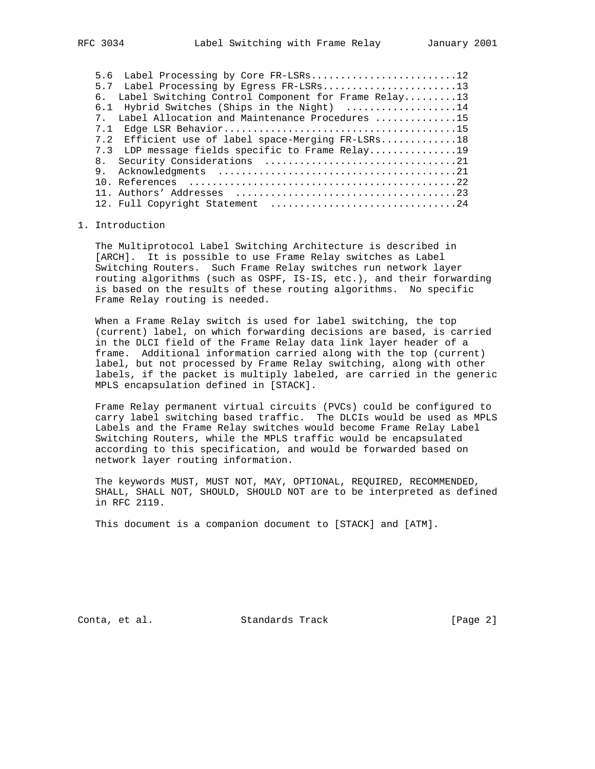5.6 Label Processing by Core FR-LSRs.........................12
5.7 Label Processing by Egress FR-LSRs.......................13
6. Label Switching Control Component for Frame Relay.........13
6.1 Hybrid Switches (Ships in the Night) ...................14
7. Label Allocation and Maintenance Procedures ..............15
7.1 Edge LSR Behavior.......................................15
7.2 Efficient use of label space-Merging FR-LSRs.............18
7.3 LDP message fields specific to Frame Relay...............19
8. Security Considerations .................................21
9. Acknowledgments .........................................21
10. References .............................................22
11. Authors' Addresses .....................................23
12. Full Copyright Statement ...............................24

# 1. Introduction

The Multiprotocol Label Switching Architecture is described in [ARCH]. It is possible to use Frame Relay switches as Label Switching Routers. Such Frame Relay switches run network layer routing algorithms (such as OSPF, IS-IS, etc.), and their forwarding is based on the results of these routing algorithms. No specific Frame Relay routing is needed.

When a Frame Relay switch is used for label switching, the top (current) label, on which forwarding decisions are based, is carried in the DLCI field of the Frame Relay data link layer header of a frame. Additional information carried along with the top (current) label, but not processed by Frame Relay switching, along with other labels, if the packet is multiply labeled, are carried in the generic MPLS encapsulation defined in [STACK].

Frame Relay permanent virtual circuits (PVCs) could be configured to carry label switching based traffic. The DLCIs would be used as MPLS Labels and the Frame Relay switches would become Frame Relay Label Switching Routers, while the MPLS traffic would be encapsulated according to this specification, and would be forwarded based on network layer routing information.

The keywords MUST, MUST NOT, MAY, OPTIONAL, REQUIRED, RECOMMENDED, SHALL, SHALL NOT, SHOULD, SHOULD NOT are to be interpreted as defined in RFC 2119.

This document is a companion document to [STACK] and [ATM].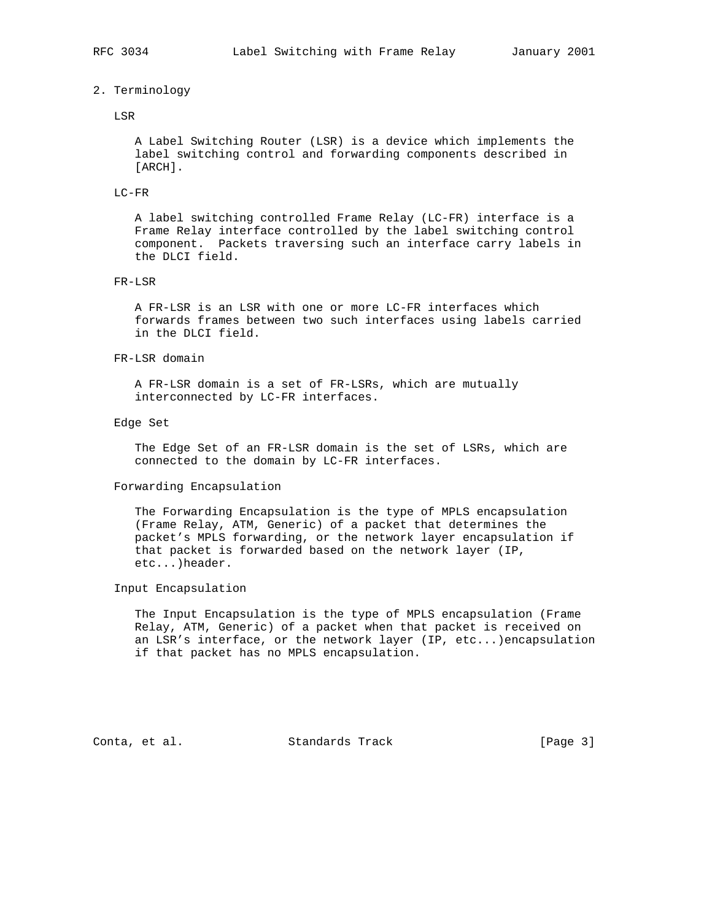## 2. Terminology

LSR

A Label Switching Router (LSR) is a device which implements the label switching control and forwarding components described in [ARCH].

LC-FR

A label switching controlled Frame Relay (LC-FR) interface is a Frame Relay interface controlled by the label switching control component. Packets traversing such an interface carry labels in the DLCI field.

FR-LSR

A FR-LSR is an LSR with one or more LC-FR interfaces which forwards frames between two such interfaces using labels carried in the DLCI field.

FR-LSR domain

A FR-LSR domain is a set of FR-LSRs, which are mutually interconnected by LC-FR interfaces.

Edge Set

The Edge Set of an FR-LSR domain is the set of LSRs, which are connected to the domain by LC-FR interfaces.

Forwarding Encapsulation

The Forwarding Encapsulation is the type of MPLS encapsulation (Frame Relay, ATM, Generic) of a packet that determines the packet's MPLS forwarding, or the network layer encapsulation if that packet is forwarded based on the network layer (IP, etc...)header.

Input Encapsulation

The Input Encapsulation is the type of MPLS encapsulation (Frame Relay, ATM, Generic) of a packet when that packet is received on an LSR's interface, or the network layer (IP, etc...)encapsulation if that packet has no MPLS encapsulation.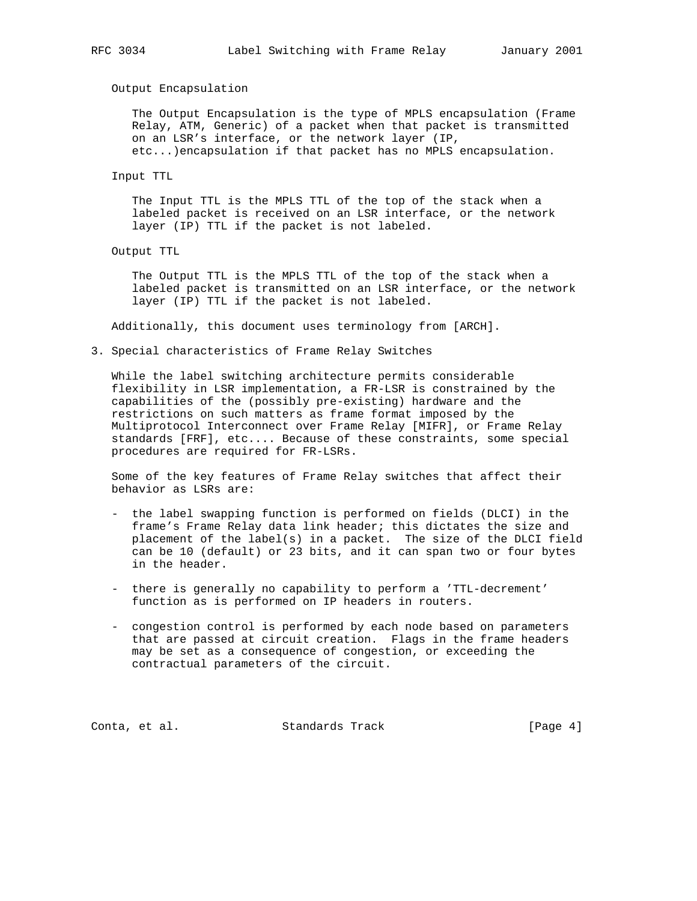Output Encapsulation

The Output Encapsulation is the type of MPLS encapsulation (Frame Relay, ATM, Generic) of a packet when that packet is transmitted on an LSR's interface, or the network layer (IP, etc...)encapsulation if that packet has no MPLS encapsulation.

Input TTL

The Input TTL is the MPLS TTL of the top of the stack when a labeled packet is received on an LSR interface, or the network layer (IP) TTL if the packet is not labeled.

Output TTL

The Output TTL is the MPLS TTL of the top of the stack when a labeled packet is transmitted on an LSR interface, or the network layer (IP) TTL if the packet is not labeled.

Additionally, this document uses terminology from [ARCH].

## 3. Special characteristics of Frame Relay Switches

While the label switching architecture permits considerable flexibility in LSR implementation, a FR-LSR is constrained by the capabilities of the (possibly pre-existing) hardware and the restrictions on such matters as frame format imposed by the Multiprotocol Interconnect over Frame Relay [MIFR], or Frame Relay standards [FRF], etc.... Because of these constraints, some special procedures are required for FR-LSRs.

Some of the key features of Frame Relay switches that affect their behavior as LSRs are:

- the label swapping function is performed on fields (DLCI) in the frame's Frame Relay data link header; this dictates the size and placement of the label(s) in a packet. The size of the DLCI field can be 10 (default) or 23 bits, and it can span two or four bytes in the header.

- there is generally no capability to perform a 'TTL-decrement' function as is performed on IP headers in routers.

- congestion control is performed by each node based on parameters that are passed at circuit creation. Flags in the frame headers may be set as a consequence of congestion, or exceeding the contractual parameters of the circuit.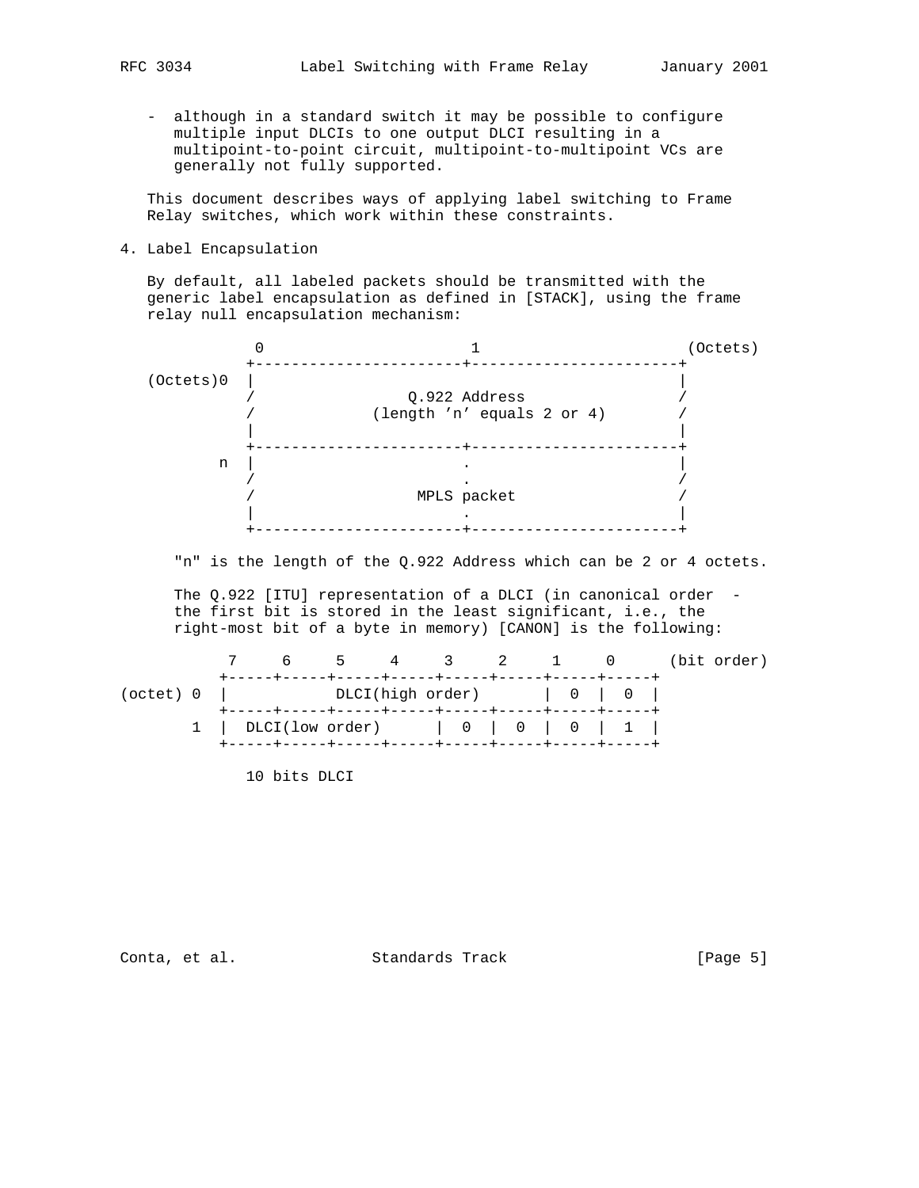- although in a standard switch it may be possible to configure multiple input DLCIs to one output DLCI resulting in a multipoint-to-point circuit, multipoint-to-multipoint VCs are generally not fully supported.

This document describes ways of applying label switching to Frame Relay switches, which work within these constraints.

## 4. Label Encapsulation

By default, all labeled packets should be transmitted with the generic label encapsulation as defined in [STACK], using the frame relay null encapsulation mechanism:

```
             0                       1                      (Octets)
            +-----------------------+-----------------------+
  (Octets)0 |                                               |
            /                 Q.922 Address                 /
            /             (length 'n' equals 2 or 4)        /
            |                                               |
            +-----------------------+-----------------------+
          n |                       .                       |
            /                       .                       /
            /                  MPLS packet                  /
            |                       .                       |
            +-----------------------+-----------------------+
```

"n" is the length of the Q.922 Address which can be 2 or 4 octets.

The Q.922 [ITU] representation of a DLCI (in canonical order - the first bit is stored in the least significant, i.e., the right-most bit of a byte in memory) [CANON] is the following:

```
            7     6     5     4     3     2     1     0      (bit order)
          +-----+-----+-----+-----+-----+-----+-----+-----+
(octet) 0 |           DLCI(high order)        |  0  |  0  |
          +-----+-----+-----+-----+-----+-----+-----+-----+
        1 |  DLCI(low order)      |  0  |  0  |  0  |  1  |
          +-----+-----+-----+-----+-----+-----+-----+-----+

             10 bits DLCI
```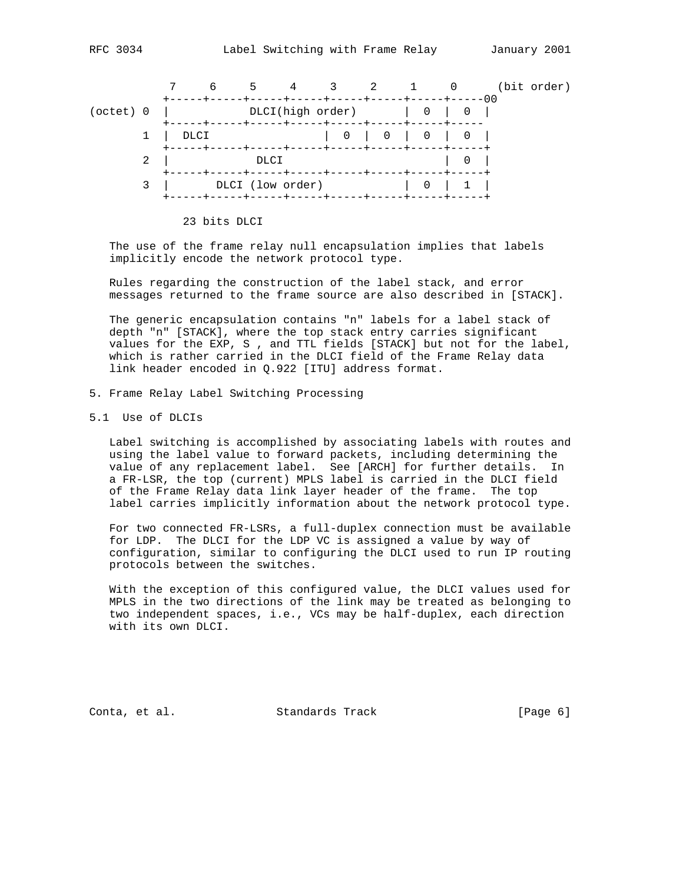```
           7     6     5     4     3     2     1     0      (bit order)
        +-----+-----+-----+-----+-----+-----+-----+-----00
(octet) 0  |           DLCI(high order)       |  0  |  0  |
        +-----+-----+-----+-----+-----+-----+-----+-----
      1  |  DLCI                 |  0  |  0  |  0  |  0  |
        +-----+-----+-----+-----+-----+-----+-----+-----+
      2  |            DLCI                         |  0  |
        +-----+-----+-----+-----+-----+-----+-----+-----+
      3  |       DLCI (low order)           |  0  |  1  |
        +-----+-----+-----+-----+-----+-----+-----+-----+

             23 bits DLCI
```

The use of the frame relay null encapsulation implies that labels implicitly encode the network protocol type.

Rules regarding the construction of the label stack, and error messages returned to the frame source are also described in [STACK].

The generic encapsulation contains "n" labels for a label stack of depth "n" [STACK], where the top stack entry carries significant values for the EXP, S , and TTL fields [STACK] but not for the label, which is rather carried in the DLCI field of the Frame Relay data link header encoded in Q.922 [ITU] address format.

## 5. Frame Relay Label Switching Processing

### 5.1 Use of DLCIs

Label switching is accomplished by associating labels with routes and using the label value to forward packets, including determining the value of any replacement label. See [ARCH] for further details. In a FR-LSR, the top (current) MPLS label is carried in the DLCI field of the Frame Relay data link layer header of the frame. The top label carries implicitly information about the network protocol type.

For two connected FR-LSRs, a full-duplex connection must be available for LDP. The DLCI for the LDP VC is assigned a value by way of configuration, similar to configuring the DLCI used to run IP routing protocols between the switches.

With the exception of this configured value, the DLCI values used for MPLS in the two directions of the link may be treated as belonging to two independent spaces, i.e., VCs may be half-duplex, each direction with its own DLCI.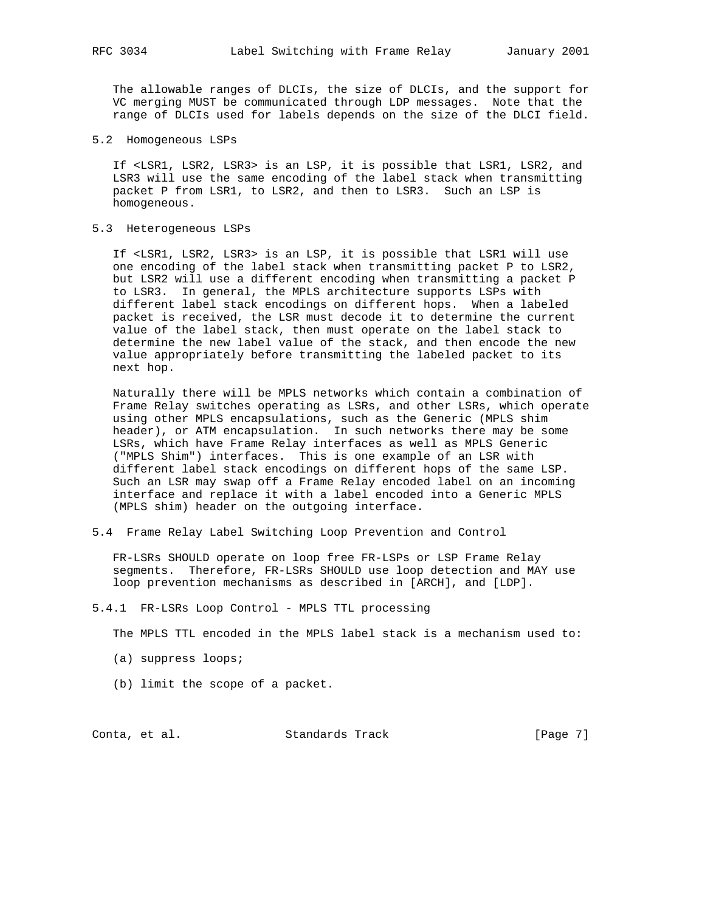The allowable ranges of DLCIs, the size of DLCIs, and the support for VC merging MUST be communicated through LDP messages. Note that the range of DLCIs used for labels depends on the size of the DLCI field.

### 5.2 Homogeneous LSPs

If <LSR1, LSR2, LSR3> is an LSP, it is possible that LSR1, LSR2, and LSR3 will use the same encoding of the label stack when transmitting packet P from LSR1, to LSR2, and then to LSR3. Such an LSP is homogeneous.

### 5.3 Heterogeneous LSPs

If <LSR1, LSR2, LSR3> is an LSP, it is possible that LSR1 will use one encoding of the label stack when transmitting packet P to LSR2, but LSR2 will use a different encoding when transmitting a packet P to LSR3. In general, the MPLS architecture supports LSPs with different label stack encodings on different hops. When a labeled packet is received, the LSR must decode it to determine the current value of the label stack, then must operate on the label stack to determine the new label value of the stack, and then encode the new value appropriately before transmitting the labeled packet to its next hop.

Naturally there will be MPLS networks which contain a combination of Frame Relay switches operating as LSRs, and other LSRs, which operate using other MPLS encapsulations, such as the Generic (MPLS shim header), or ATM encapsulation. In such networks there may be some LSRs, which have Frame Relay interfaces as well as MPLS Generic ("MPLS Shim") interfaces. This is one example of an LSR with different label stack encodings on different hops of the same LSP. Such an LSR may swap off a Frame Relay encoded label on an incoming interface and replace it with a label encoded into a Generic MPLS (MPLS shim) header on the outgoing interface.

### 5.4 Frame Relay Label Switching Loop Prevention and Control

FR-LSRs SHOULD operate on loop free FR-LSPs or LSP Frame Relay segments. Therefore, FR-LSRs SHOULD use loop detection and MAY use loop prevention mechanisms as described in [ARCH], and [LDP].

#### 5.4.1 FR-LSRs Loop Control - MPLS TTL processing

The MPLS TTL encoded in the MPLS label stack is a mechanism used to:

(a) suppress loops;

(b) limit the scope of a packet.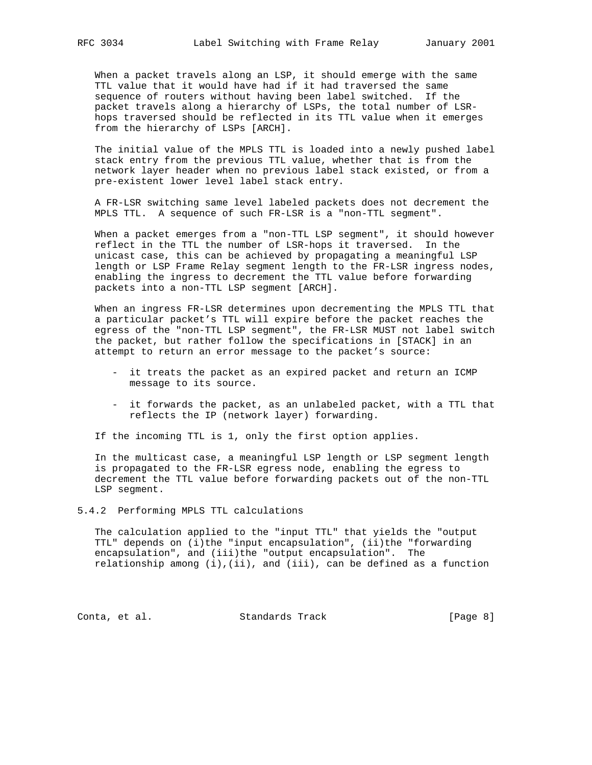When a packet travels along an LSP, it should emerge with the same TTL value that it would have had if it had traversed the same sequence of routers without having been label switched. If the packet travels along a hierarchy of LSPs, the total number of LSR-hops traversed should be reflected in its TTL value when it emerges from the hierarchy of LSPs [ARCH].

The initial value of the MPLS TTL is loaded into a newly pushed label stack entry from the previous TTL value, whether that is from the network layer header when no previous label stack existed, or from a pre-existent lower level label stack entry.

A FR-LSR switching same level labeled packets does not decrement the MPLS TTL. A sequence of such FR-LSR is a "non-TTL segment".

When a packet emerges from a "non-TTL LSP segment", it should however reflect in the TTL the number of LSR-hops it traversed. In the unicast case, this can be achieved by propagating a meaningful LSP length or LSP Frame Relay segment length to the FR-LSR ingress nodes, enabling the ingress to decrement the TTL value before forwarding packets into a non-TTL LSP segment [ARCH].

When an ingress FR-LSR determines upon decrementing the MPLS TTL that a particular packet's TTL will expire before the packet reaches the egress of the "non-TTL LSP segment", the FR-LSR MUST not label switch the packet, but rather follow the specifications in [STACK] in an attempt to return an error message to the packet's source:

- it treats the packet as an expired packet and return an ICMP message to its source.

- it forwards the packet, as an unlabeled packet, with a TTL that reflects the IP (network layer) forwarding.

If the incoming TTL is 1, only the first option applies.

In the multicast case, a meaningful LSP length or LSP segment length is propagated to the FR-LSR egress node, enabling the egress to decrement the TTL value before forwarding packets out of the non-TTL LSP segment.

### 5.4.2 Performing MPLS TTL calculations

The calculation applied to the "input TTL" that yields the "output TTL" depends on (i)the "input encapsulation", (ii)the "forwarding encapsulation", and (iii)the "output encapsulation". The relationship among (i),(ii), and (iii), can be defined as a function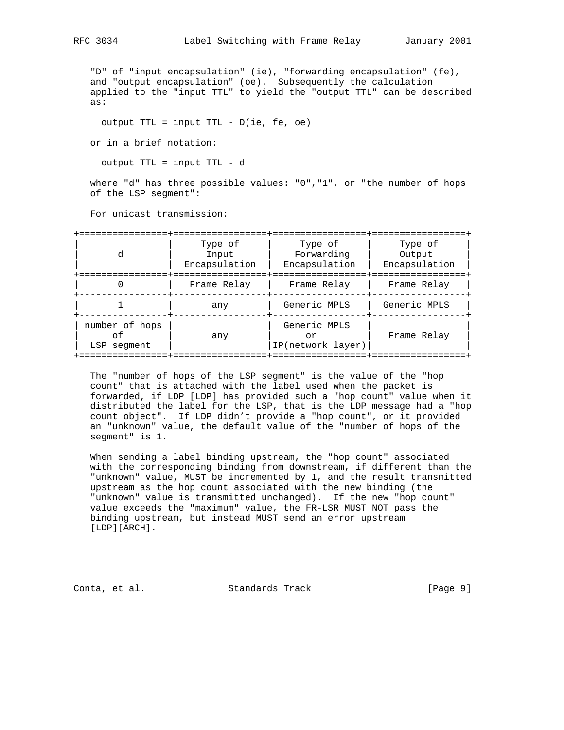"D" of "input encapsulation" (ie), "forwarding encapsulation" (fe), and "output encapsulation" (oe). Subsequently the calculation applied to the "input TTL" to yield the "output TTL" can be described as:

output TTL = input TTL - D(ie, fe, oe)

or in a brief notation:

output TTL = input TTL - d

where "d" has three possible values: "0","1", or "the number of hops of the LSP segment":

For unicast transmission:

| d | Type of Input Encapsulation | Type of Forwarding Encapsulation | Type of Output Encapsulation |
|---|---|---|---|
| 0 | Frame Relay | Frame Relay | Frame Relay |
| 1 | any | Generic MPLS | Generic MPLS |
| number of hops of LSP segment | any | Generic MPLS or IP(network layer) | Frame Relay |

The "number of hops of the LSP segment" is the value of the "hop count" that is attached with the label used when the packet is forwarded, if LDP [LDP] has provided such a "hop count" value when it distributed the label for the LSP, that is the LDP message had a "hop count object". If LDP didn't provide a "hop count", or it provided an "unknown" value, the default value of the "number of hops of the segment" is 1.

When sending a label binding upstream, the "hop count" associated with the corresponding binding from downstream, if different than the "unknown" value, MUST be incremented by 1, and the result transmitted upstream as the hop count associated with the new binding (the "unknown" value is transmitted unchanged). If the new "hop count" value exceeds the "maximum" value, the FR-LSR MUST NOT pass the binding upstream, but instead MUST send an error upstream [LDP][ARCH].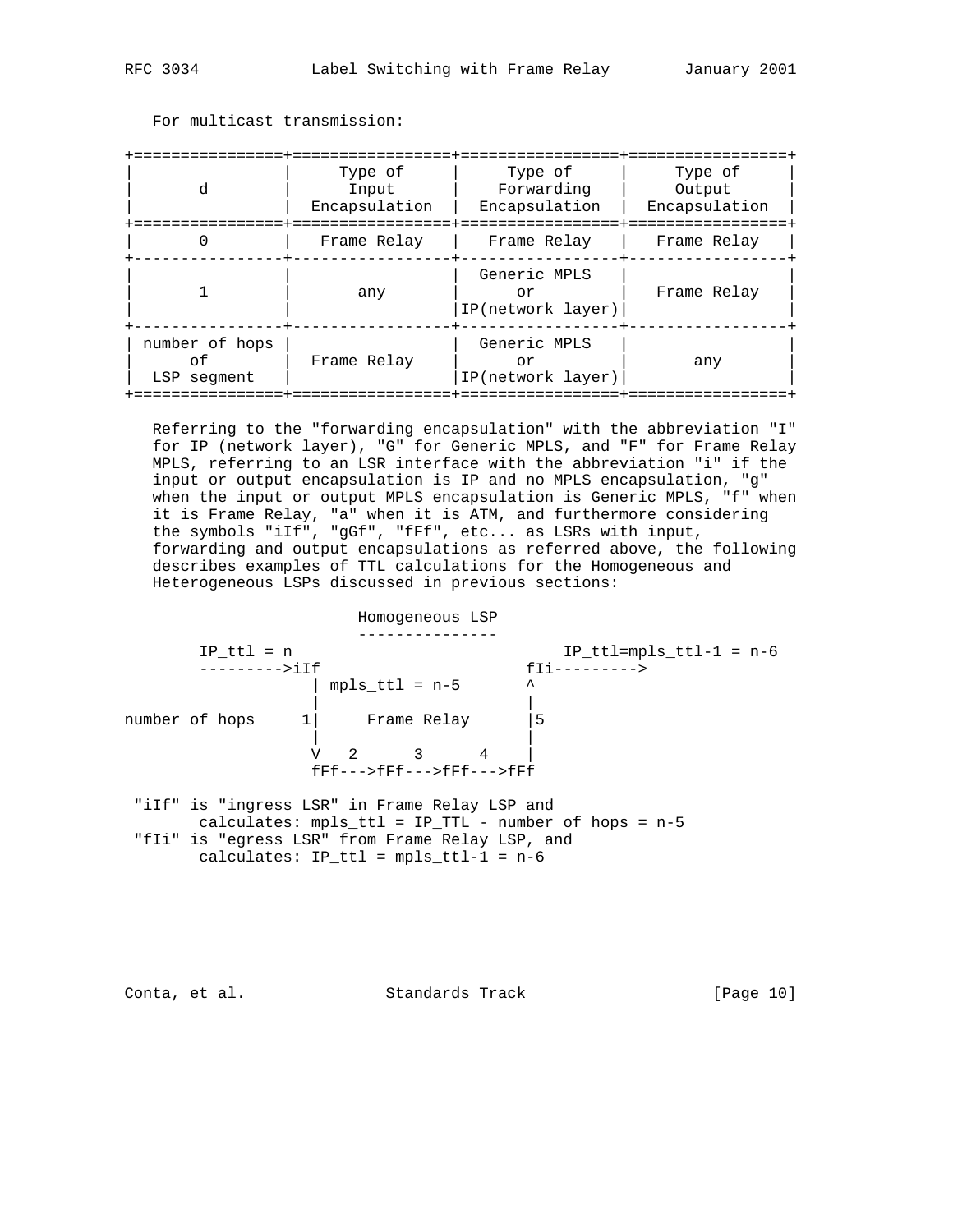For multicast transmission:

| d | Type of Input Encapsulation | Type of Forwarding Encapsulation | Type of Output Encapsulation |
|---|---|---|---|
| 0 | Frame Relay | Frame Relay | Frame Relay |
| 1 | any | Generic MPLS or IP(network layer) | Frame Relay |
| number of hops of LSP segment | Frame Relay | Generic MPLS or IP(network layer) | any |

Referring to the "forwarding encapsulation" with the abbreviation "I" for IP (network layer), "G" for Generic MPLS, and "F" for Frame Relay MPLS, referring to an LSR interface with the abbreviation "i" if the input or output encapsulation is IP and no MPLS encapsulation, "g" when the input or output MPLS encapsulation is Generic MPLS, "f" when it is Frame Relay, "a" when it is ATM, and furthermore considering the symbols "iIf", "gGf", "fFf", etc... as LSRs with input, forwarding and output encapsulations as referred above, the following describes examples of TTL calculations for the Homogeneous and Heterogeneous LSPs discussed in previous sections:

```
                         Homogeneous LSP
                         ---------------
       IP_ttl = n                             IP_ttl=mpls_ttl-1 = n-6
       --------->iIf                     fIi--------->
                  | mpls_ttl = n-5       ^
                  |                      |
number of hops   1|     Frame Relay      |5
                  |                      |
                  V   2      3      4    |
                  fFf--->fFf--->fFf--->fFf

 "iIf" is "ingress LSR" in Frame Relay LSP and
       calculates: mpls_ttl = IP_TTL - number of hops = n-5
 "fIi" is "egress LSR" from Frame Relay LSP, and
       calculates: IP_ttl = mpls_ttl-1 = n-6
```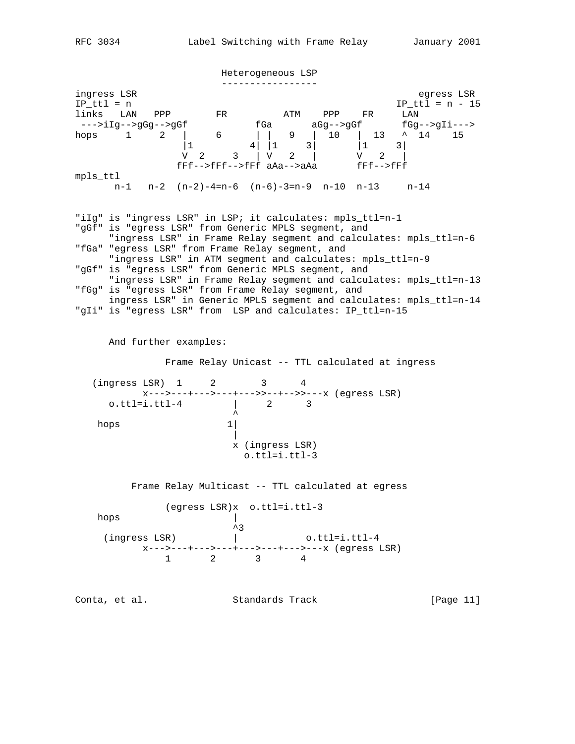```
                          Heterogeneous LSP
                          -----------------
ingress LSR                                                  egress LSR
IP_ttl = n                                                 IP_ttl = n - 15
links   LAN   PPP        FR          ATM    PPP    FR     LAN
 --->iIg-->gGg-->gGf           fGa       aGg-->gGf       fGg-->gIi--->
hops     1     2   |     6      | |   9   |  10   |  13   ^  14    15
                   |1          4| |1     3|       |1     3|
                   V  2     3   | V   2   |       V   2   |
                  fFf-->fFf-->fFf aAa-->aAa       fFf-->fFf
mpls_ttl
       n-1   n-2  (n-2)-4=n-6  (n-6)-3=n-9  n-10  n-13     n-14
```

```
"iIg" is "ingress LSR" in LSP; it calculates: mpls_ttl=n-1
"gGf" is "egress LSR" from Generic MPLS segment, and
      "ingress LSR" in Frame Relay segment and calculates: mpls_ttl=n-6
"fGa" "egress LSR" from Frame Relay segment, and
      "ingress LSR" in ATM segment and calculates: mpls_ttl=n-9
"gGf" is "egress LSR" from Generic MPLS segment, and
      "ingress LSR" in Frame Relay segment and calculates: mpls_ttl=n-13
"fGg" is "egress LSR" from Frame Relay segment, and
      ingress LSR" in Generic MPLS segment and calculates: mpls_ttl=n-14
"gIi" is "egress LSR" from  LSP and calculates: IP_ttl=n-15
```

And further examples:

```
                Frame Relay Unicast -- TTL calculated at ingress

   (ingress LSR)  1     2        3      4
            x--->---+--->---+--->>--+-->>---x (egress LSR)
      o.ttl=i.ttl-4         |     2      3
                            ^
    hops                   1|
                            |
                            x (ingress LSR)
                              o.ttl=i.ttl-3


          Frame Relay Multicast -- TTL calculated at egress

                (egress LSR)x  o.ttl=i.ttl-3
    hops                    |
                            ^3
     (ingress LSR)          |            o.ttl=i.ttl-4
            x--->---+--->---+--->---+--->---x (egress LSR)
                1       2       3       4
```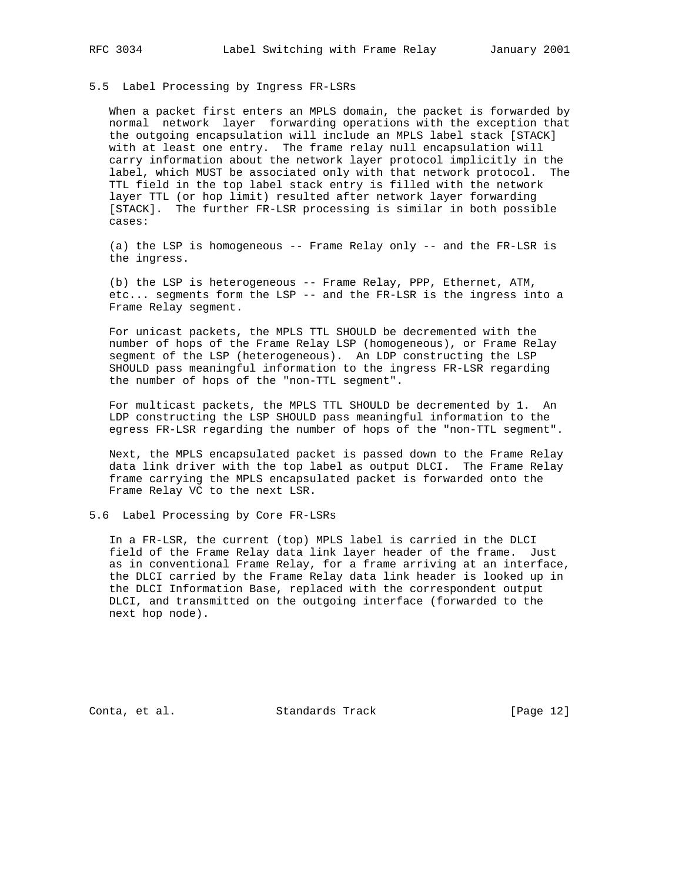## 5.5 Label Processing by Ingress FR-LSRs

When a packet first enters an MPLS domain, the packet is forwarded by normal network layer forwarding operations with the exception that the outgoing encapsulation will include an MPLS label stack [STACK] with at least one entry. The frame relay null encapsulation will carry information about the network layer protocol implicitly in the label, which MUST be associated only with that network protocol. The TTL field in the top label stack entry is filled with the network layer TTL (or hop limit) resulted after network layer forwarding [STACK]. The further FR-LSR processing is similar in both possible cases:

(a) the LSP is homogeneous -- Frame Relay only -- and the FR-LSR is the ingress.

(b) the LSP is heterogeneous -- Frame Relay, PPP, Ethernet, ATM, etc... segments form the LSP -- and the FR-LSR is the ingress into a Frame Relay segment.

For unicast packets, the MPLS TTL SHOULD be decremented with the number of hops of the Frame Relay LSP (homogeneous), or Frame Relay segment of the LSP (heterogeneous). An LDP constructing the LSP SHOULD pass meaningful information to the ingress FR-LSR regarding the number of hops of the "non-TTL segment".

For multicast packets, the MPLS TTL SHOULD be decremented by 1. An LDP constructing the LSP SHOULD pass meaningful information to the egress FR-LSR regarding the number of hops of the "non-TTL segment".

Next, the MPLS encapsulated packet is passed down to the Frame Relay data link driver with the top label as output DLCI. The Frame Relay frame carrying the MPLS encapsulated packet is forwarded onto the Frame Relay VC to the next LSR.

## 5.6 Label Processing by Core FR-LSRs

In a FR-LSR, the current (top) MPLS label is carried in the DLCI field of the Frame Relay data link layer header of the frame. Just as in conventional Frame Relay, for a frame arriving at an interface, the DLCI carried by the Frame Relay data link header is looked up in the DLCI Information Base, replaced with the correspondent output DLCI, and transmitted on the outgoing interface (forwarded to the next hop node).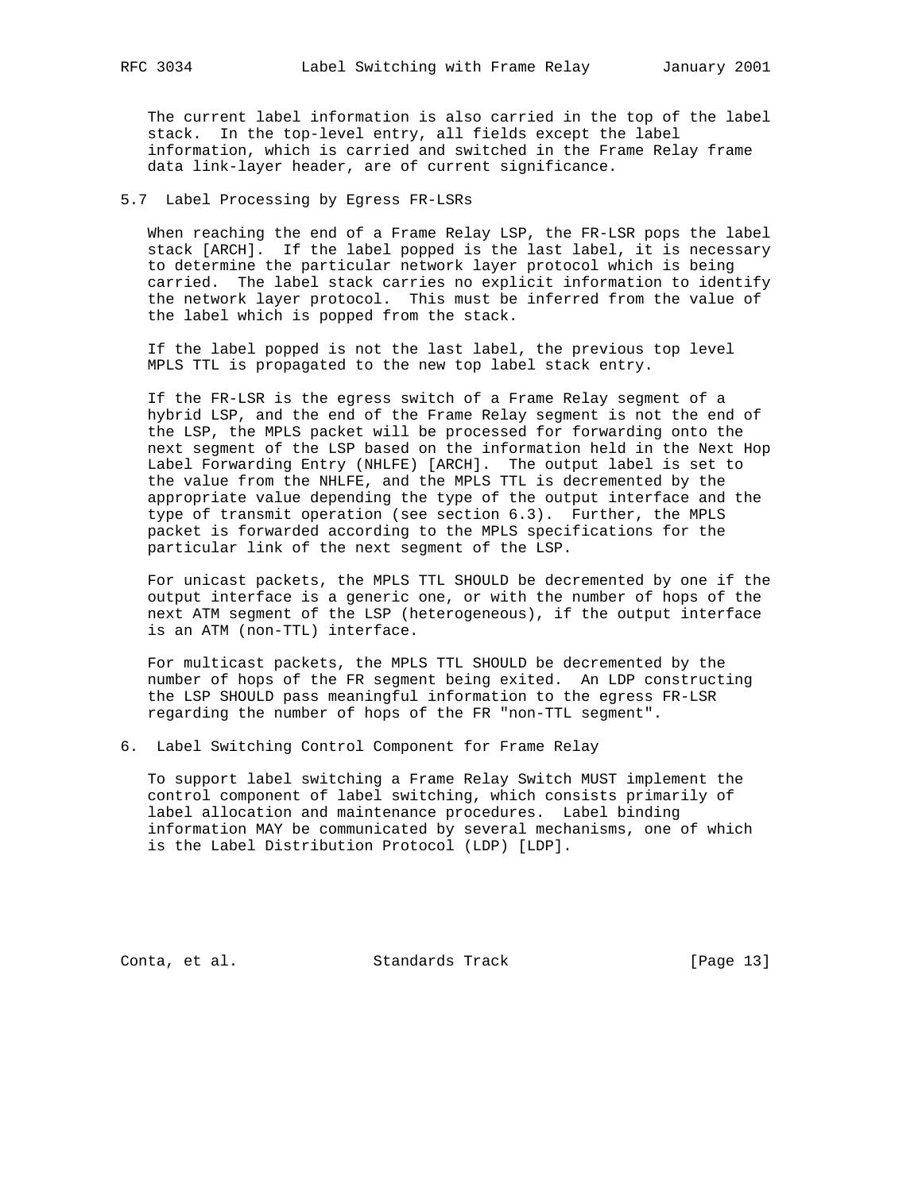The current label information is also carried in the top of the label stack. In the top-level entry, all fields except the label information, which is carried and switched in the Frame Relay frame data link-layer header, are of current significance.

### 5.7 Label Processing by Egress FR-LSRs

When reaching the end of a Frame Relay LSP, the FR-LSR pops the label stack [ARCH]. If the label popped is the last label, it is necessary to determine the particular network layer protocol which is being carried. The label stack carries no explicit information to identify the network layer protocol. This must be inferred from the value of the label which is popped from the stack.

If the label popped is not the last label, the previous top level MPLS TTL is propagated to the new top label stack entry.

If the FR-LSR is the egress switch of a Frame Relay segment of a hybrid LSP, and the end of the Frame Relay segment is not the end of the LSP, the MPLS packet will be processed for forwarding onto the next segment of the LSP based on the information held in the Next Hop Label Forwarding Entry (NHLFE) [ARCH]. The output label is set to the value from the NHLFE, and the MPLS TTL is decremented by the appropriate value depending the type of the output interface and the type of transmit operation (see section 6.3). Further, the MPLS packet is forwarded according to the MPLS specifications for the particular link of the next segment of the LSP.

For unicast packets, the MPLS TTL SHOULD be decremented by one if the output interface is a generic one, or with the number of hops of the next ATM segment of the LSP (heterogeneous), if the output interface is an ATM (non-TTL) interface.

For multicast packets, the MPLS TTL SHOULD be decremented by the number of hops of the FR segment being exited. An LDP constructing the LSP SHOULD pass meaningful information to the egress FR-LSR regarding the number of hops of the FR "non-TTL segment".

## 6. Label Switching Control Component for Frame Relay

To support label switching a Frame Relay Switch MUST implement the control component of label switching, which consists primarily of label allocation and maintenance procedures. Label binding information MAY be communicated by several mechanisms, one of which is the Label Distribution Protocol (LDP) [LDP].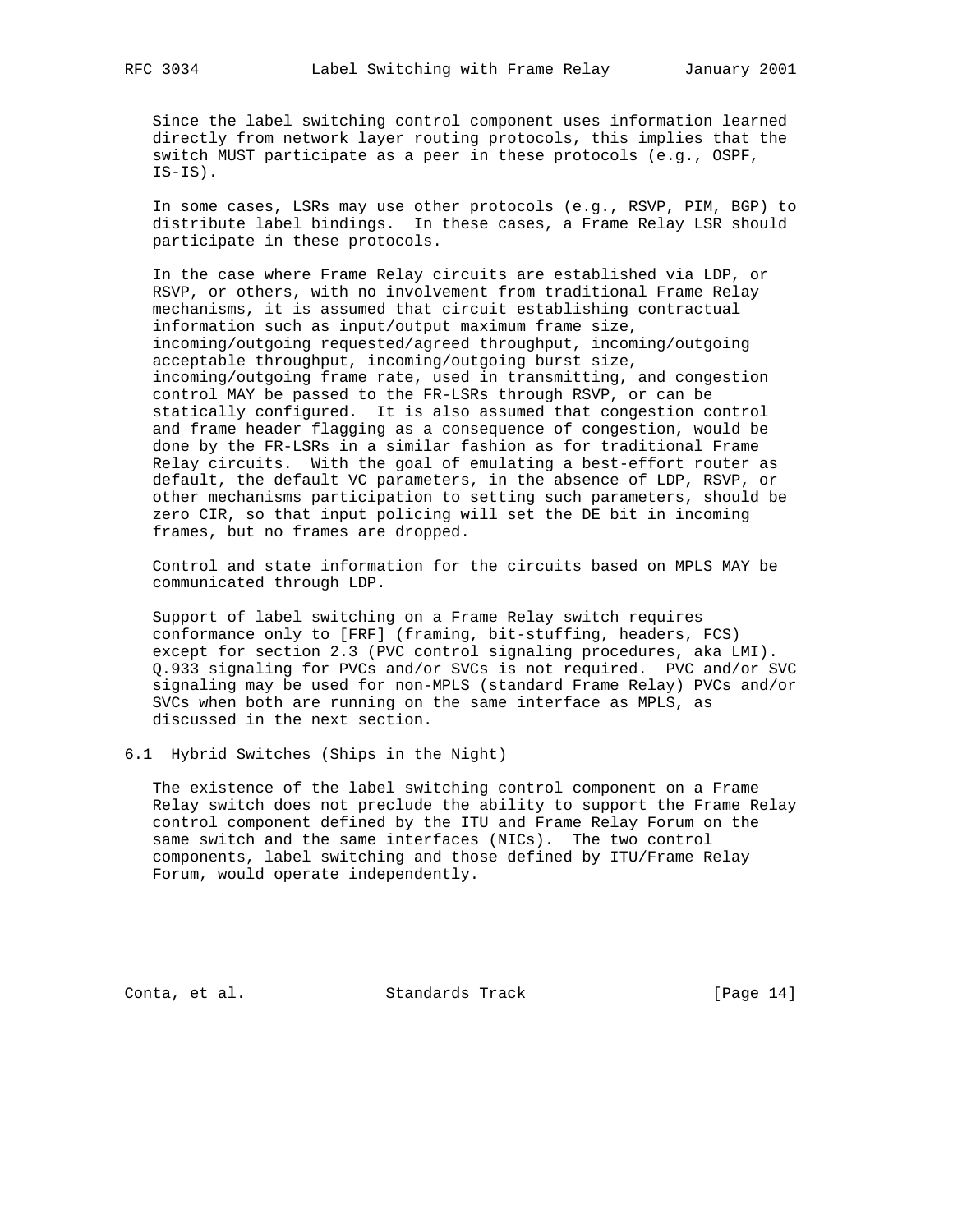Since the label switching control component uses information learned directly from network layer routing protocols, this implies that the switch MUST participate as a peer in these protocols (e.g., OSPF, IS-IS).

In some cases, LSRs may use other protocols (e.g., RSVP, PIM, BGP) to distribute label bindings. In these cases, a Frame Relay LSR should participate in these protocols.

In the case where Frame Relay circuits are established via LDP, or RSVP, or others, with no involvement from traditional Frame Relay mechanisms, it is assumed that circuit establishing contractual information such as input/output maximum frame size, incoming/outgoing requested/agreed throughput, incoming/outgoing acceptable throughput, incoming/outgoing burst size, incoming/outgoing frame rate, used in transmitting, and congestion control MAY be passed to the FR-LSRs through RSVP, or can be statically configured. It is also assumed that congestion control and frame header flagging as a consequence of congestion, would be done by the FR-LSRs in a similar fashion as for traditional Frame Relay circuits. With the goal of emulating a best-effort router as default, the default VC parameters, in the absence of LDP, RSVP, or other mechanisms participation to setting such parameters, should be zero CIR, so that input policing will set the DE bit in incoming frames, but no frames are dropped.

Control and state information for the circuits based on MPLS MAY be communicated through LDP.

Support of label switching on a Frame Relay switch requires conformance only to [FRF] (framing, bit-stuffing, headers, FCS) except for section 2.3 (PVC control signaling procedures, aka LMI). Q.933 signaling for PVCs and/or SVCs is not required. PVC and/or SVC signaling may be used for non-MPLS (standard Frame Relay) PVCs and/or SVCs when both are running on the same interface as MPLS, as discussed in the next section.

## 6.1 Hybrid Switches (Ships in the Night)

The existence of the label switching control component on a Frame Relay switch does not preclude the ability to support the Frame Relay control component defined by the ITU and Frame Relay Forum on the same switch and the same interfaces (NICs). The two control components, label switching and those defined by ITU/Frame Relay Forum, would operate independently.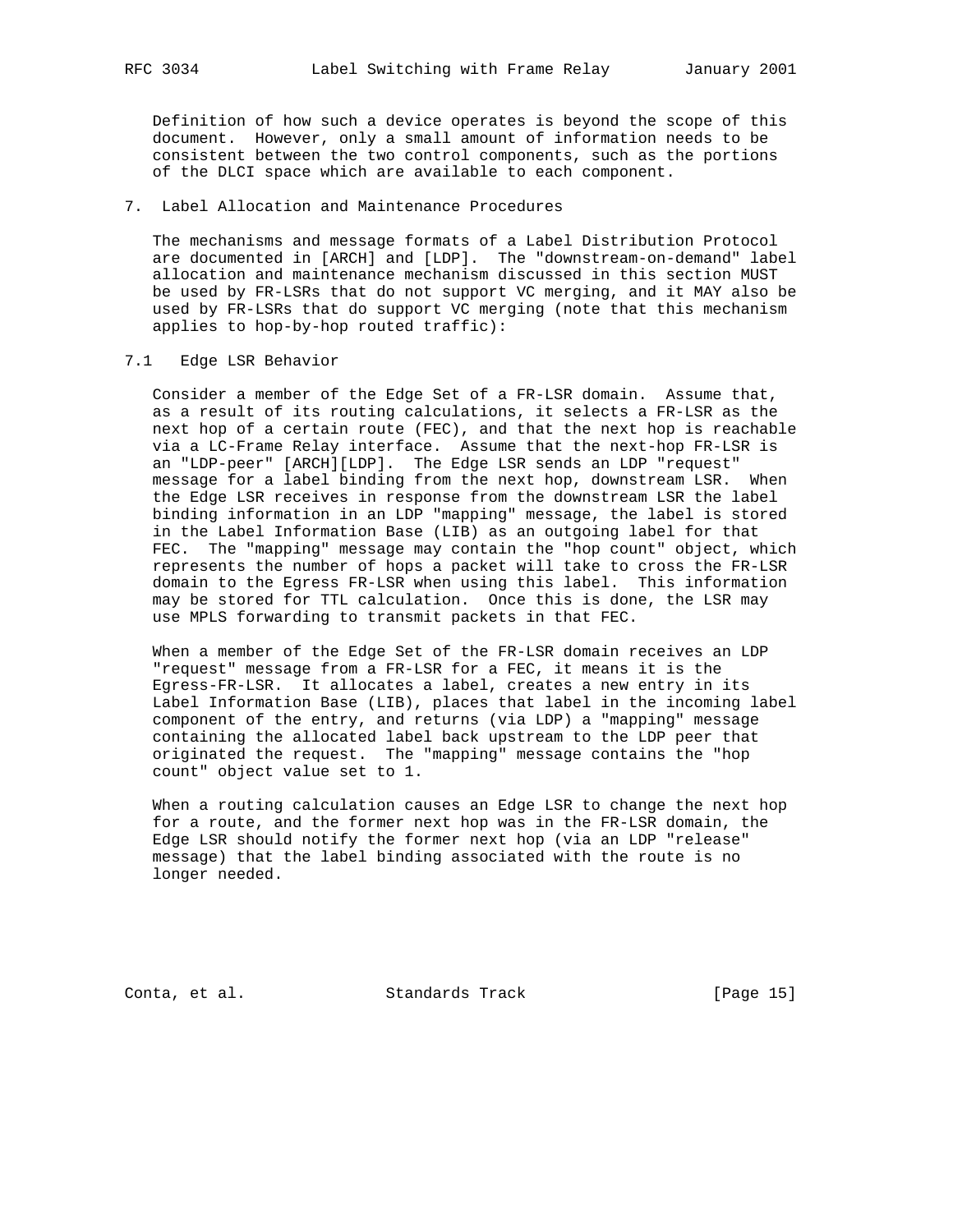Definition of how such a device operates is beyond the scope of this document. However, only a small amount of information needs to be consistent between the two control components, such as the portions of the DLCI space which are available to each component.

## 7. Label Allocation and Maintenance Procedures

The mechanisms and message formats of a Label Distribution Protocol are documented in [ARCH] and [LDP]. The "downstream-on-demand" label allocation and maintenance mechanism discussed in this section MUST be used by FR-LSRs that do not support VC merging, and it MAY also be used by FR-LSRs that do support VC merging (note that this mechanism applies to hop-by-hop routed traffic):

### 7.1 Edge LSR Behavior

Consider a member of the Edge Set of a FR-LSR domain. Assume that, as a result of its routing calculations, it selects a FR-LSR as the next hop of a certain route (FEC), and that the next hop is reachable via a LC-Frame Relay interface. Assume that the next-hop FR-LSR is an "LDP-peer" [ARCH][LDP]. The Edge LSR sends an LDP "request" message for a label binding from the next hop, downstream LSR. When the Edge LSR receives in response from the downstream LSR the label binding information in an LDP "mapping" message, the label is stored in the Label Information Base (LIB) as an outgoing label for that FEC. The "mapping" message may contain the "hop count" object, which represents the number of hops a packet will take to cross the FR-LSR domain to the Egress FR-LSR when using this label. This information may be stored for TTL calculation. Once this is done, the LSR may use MPLS forwarding to transmit packets in that FEC.

When a member of the Edge Set of the FR-LSR domain receives an LDP "request" message from a FR-LSR for a FEC, it means it is the Egress-FR-LSR. It allocates a label, creates a new entry in its Label Information Base (LIB), places that label in the incoming label component of the entry, and returns (via LDP) a "mapping" message containing the allocated label back upstream to the LDP peer that originated the request. The "mapping" message contains the "hop count" object value set to 1.

When a routing calculation causes an Edge LSR to change the next hop for a route, and the former next hop was in the FR-LSR domain, the Edge LSR should notify the former next hop (via an LDP "release" message) that the label binding associated with the route is no longer needed.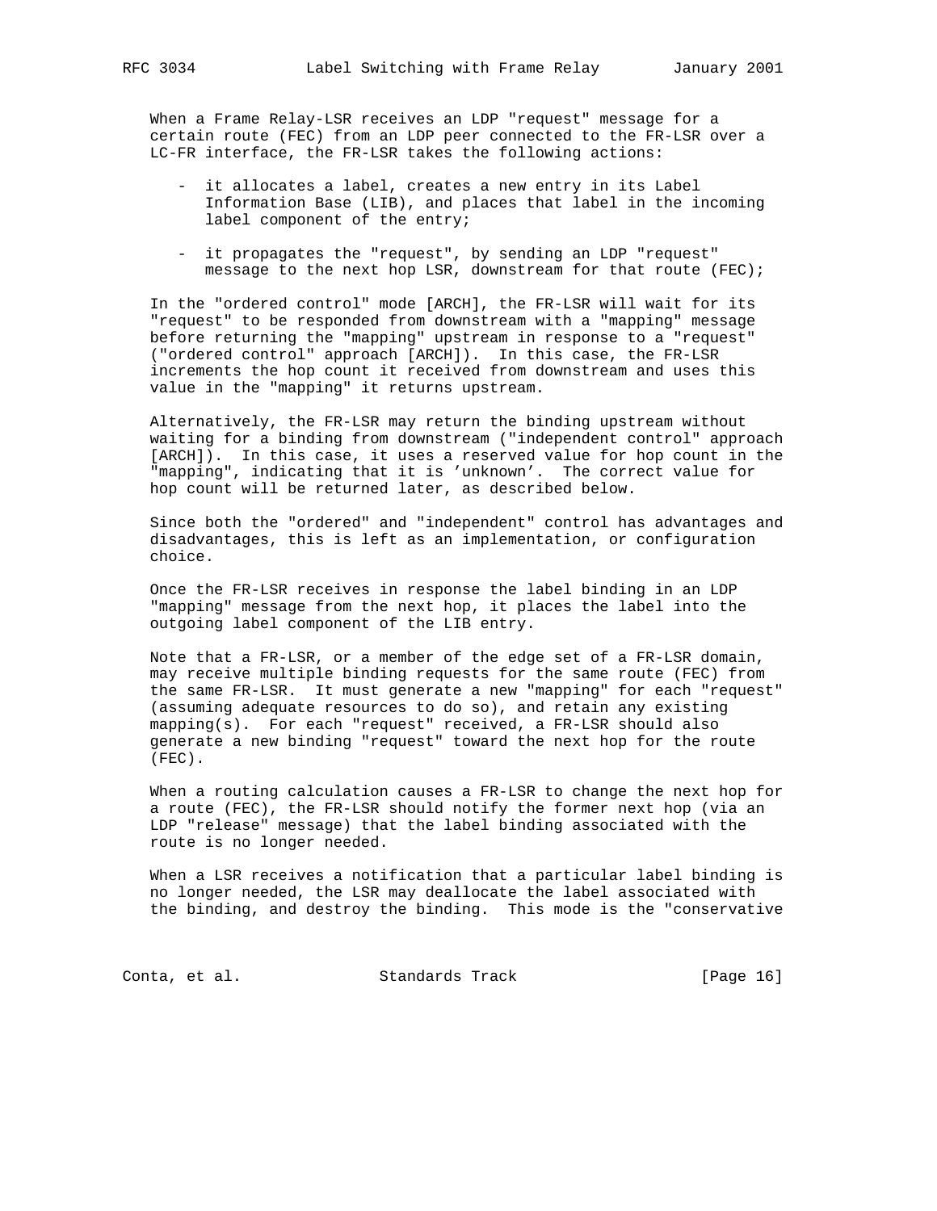When a Frame Relay-LSR receives an LDP "request" message for a certain route (FEC) from an LDP peer connected to the FR-LSR over a LC-FR interface, the FR-LSR takes the following actions:

- it allocates a label, creates a new entry in its Label Information Base (LIB), and places that label in the incoming label component of the entry;

- it propagates the "request", by sending an LDP "request" message to the next hop LSR, downstream for that route (FEC);

In the "ordered control" mode [ARCH], the FR-LSR will wait for its "request" to be responded from downstream with a "mapping" message before returning the "mapping" upstream in response to a "request" ("ordered control" approach [ARCH]). In this case, the FR-LSR increments the hop count it received from downstream and uses this value in the "mapping" it returns upstream.

Alternatively, the FR-LSR may return the binding upstream without waiting for a binding from downstream ("independent control" approach [ARCH]). In this case, it uses a reserved value for hop count in the "mapping", indicating that it is 'unknown'. The correct value for hop count will be returned later, as described below.

Since both the "ordered" and "independent" control has advantages and disadvantages, this is left as an implementation, or configuration choice.

Once the FR-LSR receives in response the label binding in an LDP "mapping" message from the next hop, it places the label into the outgoing label component of the LIB entry.

Note that a FR-LSR, or a member of the edge set of a FR-LSR domain, may receive multiple binding requests for the same route (FEC) from the same FR-LSR. It must generate a new "mapping" for each "request" (assuming adequate resources to do so), and retain any existing mapping(s). For each "request" received, a FR-LSR should also generate a new binding "request" toward the next hop for the route (FEC).

When a routing calculation causes a FR-LSR to change the next hop for a route (FEC), the FR-LSR should notify the former next hop (via an LDP "release" message) that the label binding associated with the route is no longer needed.

When a LSR receives a notification that a particular label binding is no longer needed, the LSR may deallocate the label associated with the binding, and destroy the binding. This mode is the "conservative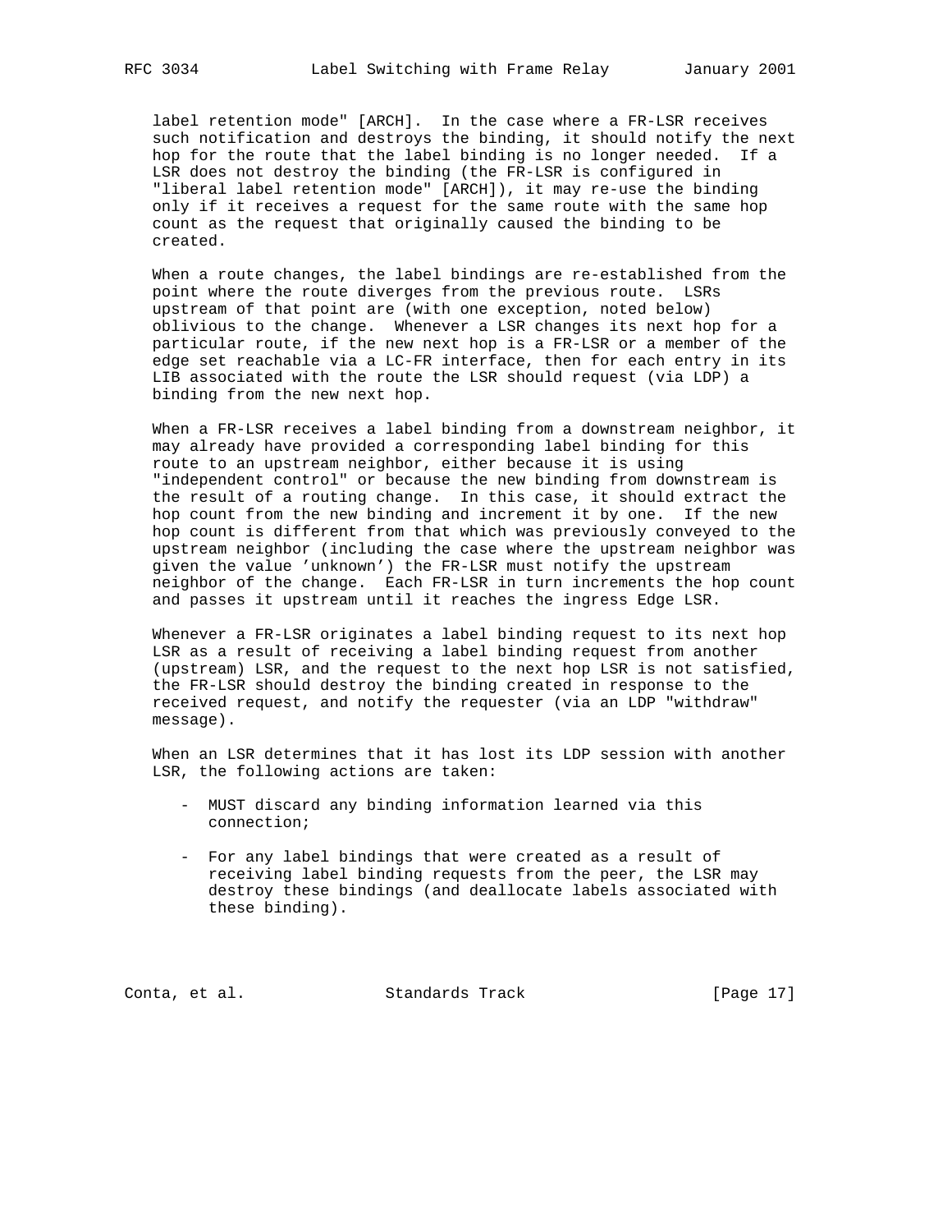label retention mode" [ARCH]. In the case where a FR-LSR receives such notification and destroys the binding, it should notify the next hop for the route that the label binding is no longer needed. If a LSR does not destroy the binding (the FR-LSR is configured in "liberal label retention mode" [ARCH]), it may re-use the binding only if it receives a request for the same route with the same hop count as the request that originally caused the binding to be created.

When a route changes, the label bindings are re-established from the point where the route diverges from the previous route. LSRs upstream of that point are (with one exception, noted below) oblivious to the change. Whenever a LSR changes its next hop for a particular route, if the new next hop is a FR-LSR or a member of the edge set reachable via a LC-FR interface, then for each entry in its LIB associated with the route the LSR should request (via LDP) a binding from the new next hop.

When a FR-LSR receives a label binding from a downstream neighbor, it may already have provided a corresponding label binding for this route to an upstream neighbor, either because it is using "independent control" or because the new binding from downstream is the result of a routing change. In this case, it should extract the hop count from the new binding and increment it by one. If the new hop count is different from that which was previously conveyed to the upstream neighbor (including the case where the upstream neighbor was given the value 'unknown') the FR-LSR must notify the upstream neighbor of the change. Each FR-LSR in turn increments the hop count and passes it upstream until it reaches the ingress Edge LSR.

Whenever a FR-LSR originates a label binding request to its next hop LSR as a result of receiving a label binding request from another (upstream) LSR, and the request to the next hop LSR is not satisfied, the FR-LSR should destroy the binding created in response to the received request, and notify the requester (via an LDP "withdraw" message).

When an LSR determines that it has lost its LDP session with another LSR, the following actions are taken:

- MUST discard any binding information learned via this connection;

- For any label bindings that were created as a result of receiving label binding requests from the peer, the LSR may destroy these bindings (and deallocate labels associated with these binding).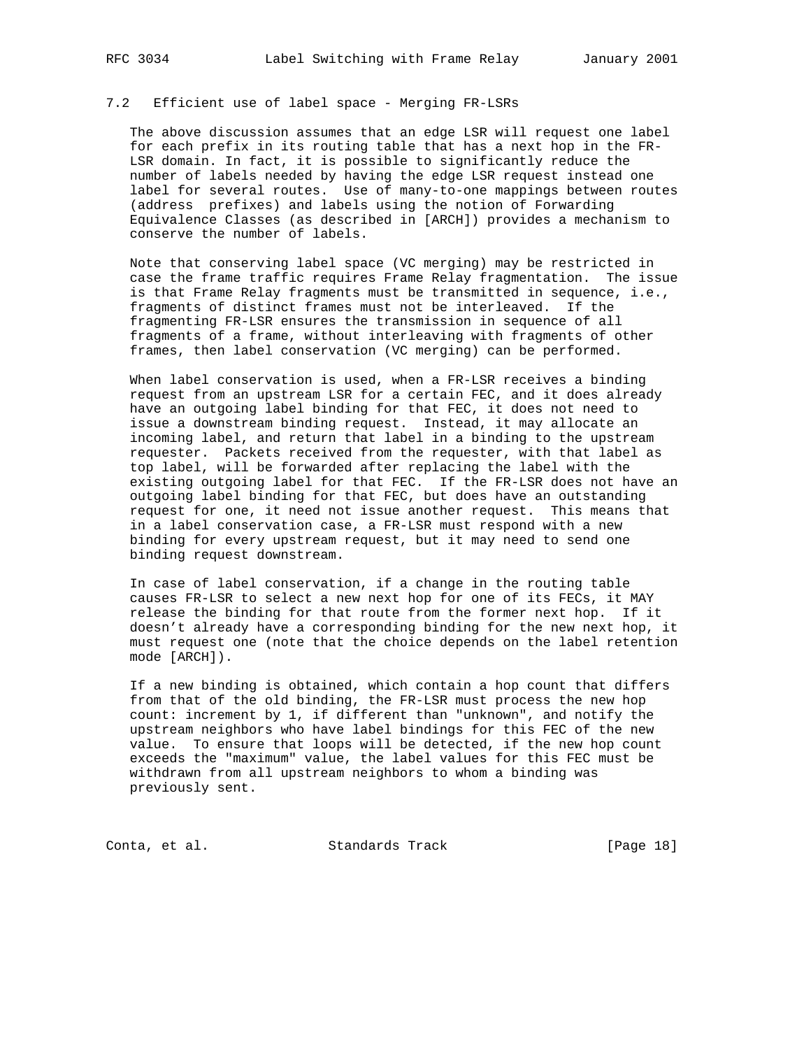### 7.2 Efficient use of label space - Merging FR-LSRs

The above discussion assumes that an edge LSR will request one label for each prefix in its routing table that has a next hop in the FR-LSR domain. In fact, it is possible to significantly reduce the number of labels needed by having the edge LSR request instead one label for several routes. Use of many-to-one mappings between routes (address prefixes) and labels using the notion of Forwarding Equivalence Classes (as described in [ARCH]) provides a mechanism to conserve the number of labels.

Note that conserving label space (VC merging) may be restricted in case the frame traffic requires Frame Relay fragmentation. The issue is that Frame Relay fragments must be transmitted in sequence, i.e., fragments of distinct frames must not be interleaved. If the fragmenting FR-LSR ensures the transmission in sequence of all fragments of a frame, without interleaving with fragments of other frames, then label conservation (VC merging) can be performed.

When label conservation is used, when a FR-LSR receives a binding request from an upstream LSR for a certain FEC, and it does already have an outgoing label binding for that FEC, it does not need to issue a downstream binding request. Instead, it may allocate an incoming label, and return that label in a binding to the upstream requester. Packets received from the requester, with that label as top label, will be forwarded after replacing the label with the existing outgoing label for that FEC. If the FR-LSR does not have an outgoing label binding for that FEC, but does have an outstanding request for one, it need not issue another request. This means that in a label conservation case, a FR-LSR must respond with a new binding for every upstream request, but it may need to send one binding request downstream.

In case of label conservation, if a change in the routing table causes FR-LSR to select a new next hop for one of its FECs, it MAY release the binding for that route from the former next hop. If it doesn't already have a corresponding binding for the new next hop, it must request one (note that the choice depends on the label retention mode [ARCH]).

If a new binding is obtained, which contain a hop count that differs from that of the old binding, the FR-LSR must process the new hop count: increment by 1, if different than "unknown", and notify the upstream neighbors who have label bindings for this FEC of the new value. To ensure that loops will be detected, if the new hop count exceeds the "maximum" value, the label values for this FEC must be withdrawn from all upstream neighbors to whom a binding was previously sent.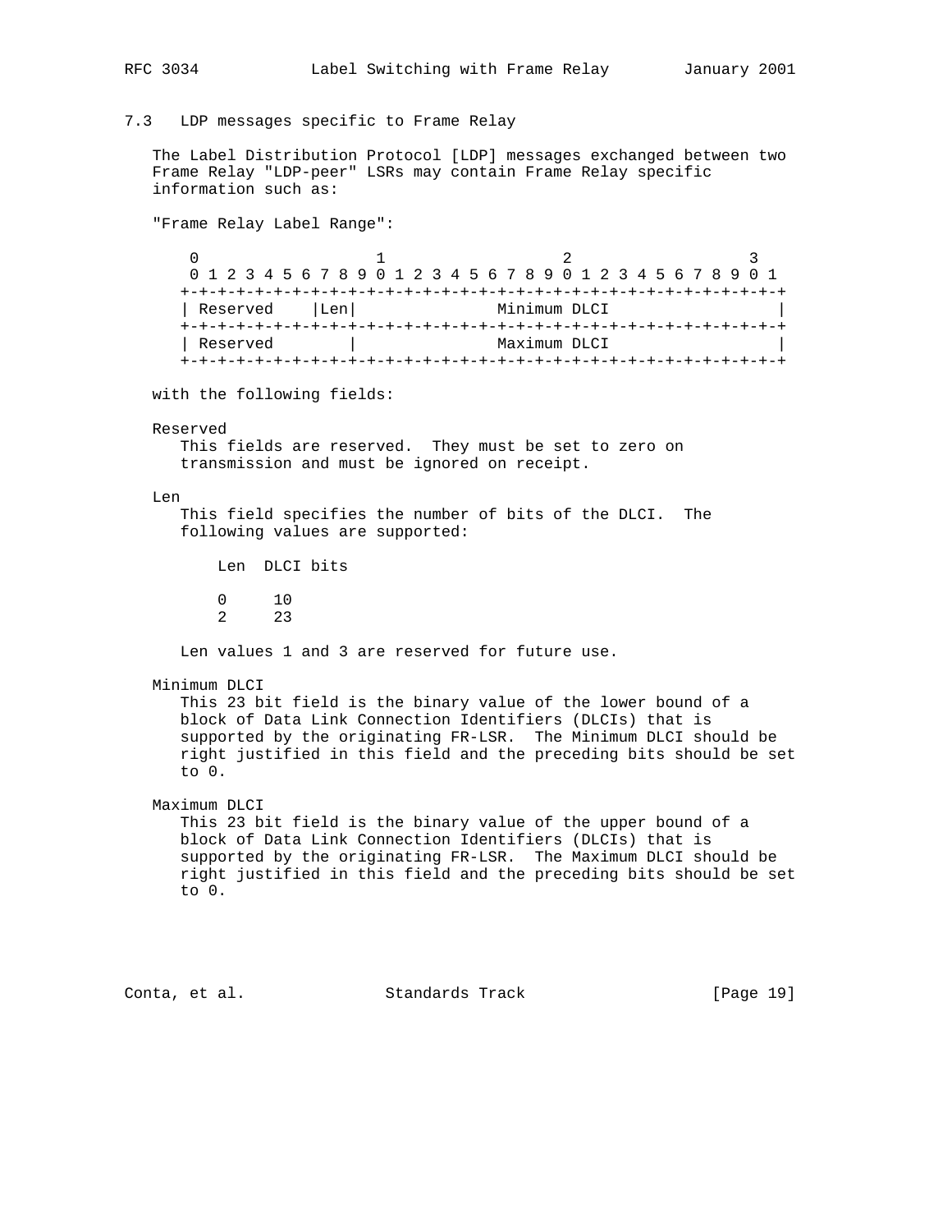### 7.3 LDP messages specific to Frame Relay

The Label Distribution Protocol [LDP] messages exchanged between two Frame Relay "LDP-peer" LSRs may contain Frame Relay specific information such as:

"Frame Relay Label Range":

```
 0                   1                   2                   3
 0 1 2 3 4 5 6 7 8 9 0 1 2 3 4 5 6 7 8 9 0 1 2 3 4 5 6 7 8 9 0 1
+-+-+-+-+-+-+-+-+-+-+-+-+-+-+-+-+-+-+-+-+-+-+-+-+-+-+-+-+-+-+-+-+
| Reserved    |Len|             Minimum DLCI                      |
+-+-+-+-+-+-+-+-+-+-+-+-+-+-+-+-+-+-+-+-+-+-+-+-+-+-+-+-+-+-+-+-+
| Reserved        |             Maximum DLCI                      |
+-+-+-+-+-+-+-+-+-+-+-+-+-+-+-+-+-+-+-+-+-+-+-+-+-+-+-+-+-+-+-+-+
```

with the following fields:

Reserved
   This fields are reserved. They must be set to zero on transmission and must be ignored on receipt.

Len
   This field specifies the number of bits of the DLCI. The following values are supported:

| Len | DLCI bits |
|---|---|
| 0 | 10 |
| 2 | 23 |

   Len values 1 and 3 are reserved for future use.

Minimum DLCI
   This 23 bit field is the binary value of the lower bound of a block of Data Link Connection Identifiers (DLCIs) that is supported by the originating FR-LSR. The Minimum DLCI should be right justified in this field and the preceding bits should be set to 0.

Maximum DLCI
   This 23 bit field is the binary value of the upper bound of a block of Data Link Connection Identifiers (DLCIs) that is supported by the originating FR-LSR. The Maximum DLCI should be right justified in this field and the preceding bits should be set to 0.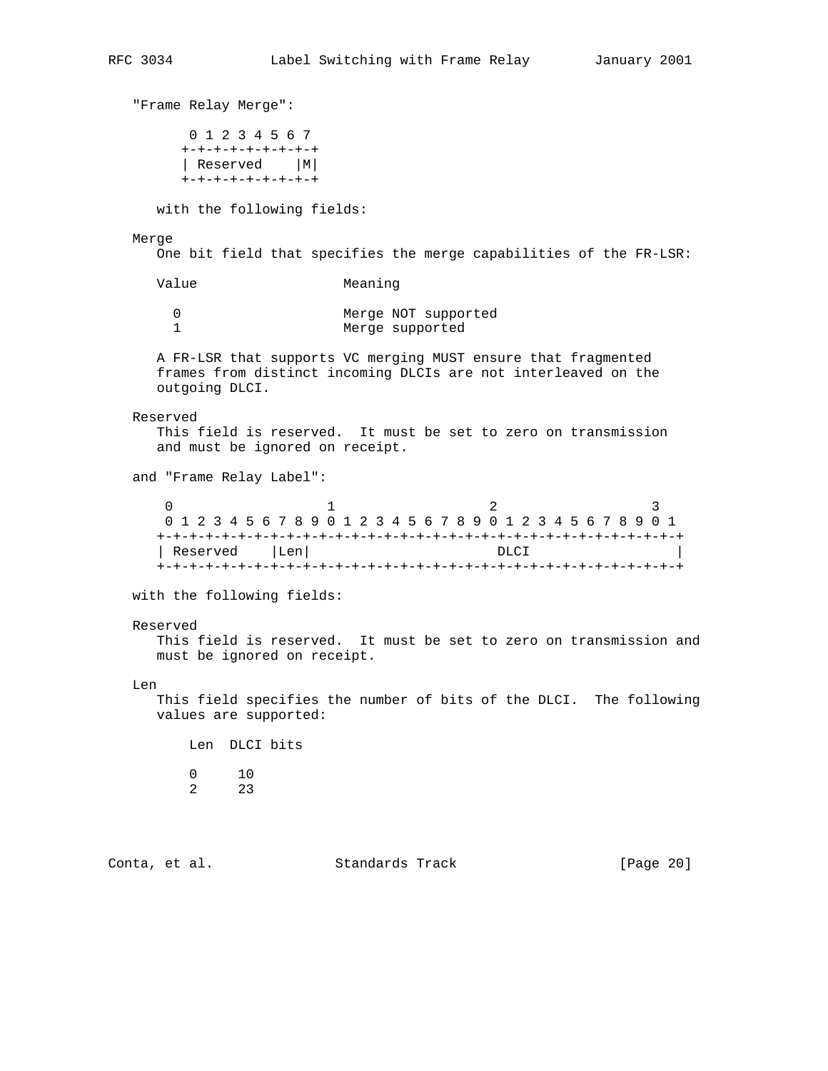"Frame Relay Merge":

```
 0 1 2 3 4 5 6 7
+-+-+-+-+-+-+-+-+
| Reserved    |M|
+-+-+-+-+-+-+-+-+
```

with the following fields:

Merge
One bit field that specifies the merge capabilities of the FR-LSR:

| Value | Meaning |
|---|---|
| 0 | Merge NOT supported |
| 1 | Merge supported |

A FR-LSR that supports VC merging MUST ensure that fragmented frames from distinct incoming DLCIs are not interleaved on the outgoing DLCI.

Reserved
This field is reserved. It must be set to zero on transmission and must be ignored on receipt.

and "Frame Relay Label":

```
 0                   1                   2                   3
 0 1 2 3 4 5 6 7 8 9 0 1 2 3 4 5 6 7 8 9 0 1 2 3 4 5 6 7 8 9 0 1
+-+-+-+-+-+-+-+-+-+-+-+-+-+-+-+-+-+-+-+-+-+-+-+-+-+-+-+-+-+-+-+-+
| Reserved    |Len|                     DLCI                      |
+-+-+-+-+-+-+-+-+-+-+-+-+-+-+-+-+-+-+-+-+-+-+-+-+-+-+-+-+-+-+-+-+
```

with the following fields:

Reserved
This field is reserved. It must be set to zero on transmission and must be ignored on receipt.

Len
This field specifies the number of bits of the DLCI. The following values are supported:

| Len | DLCI bits |
|---|---|
| 0 | 10 |
| 2 | 23 |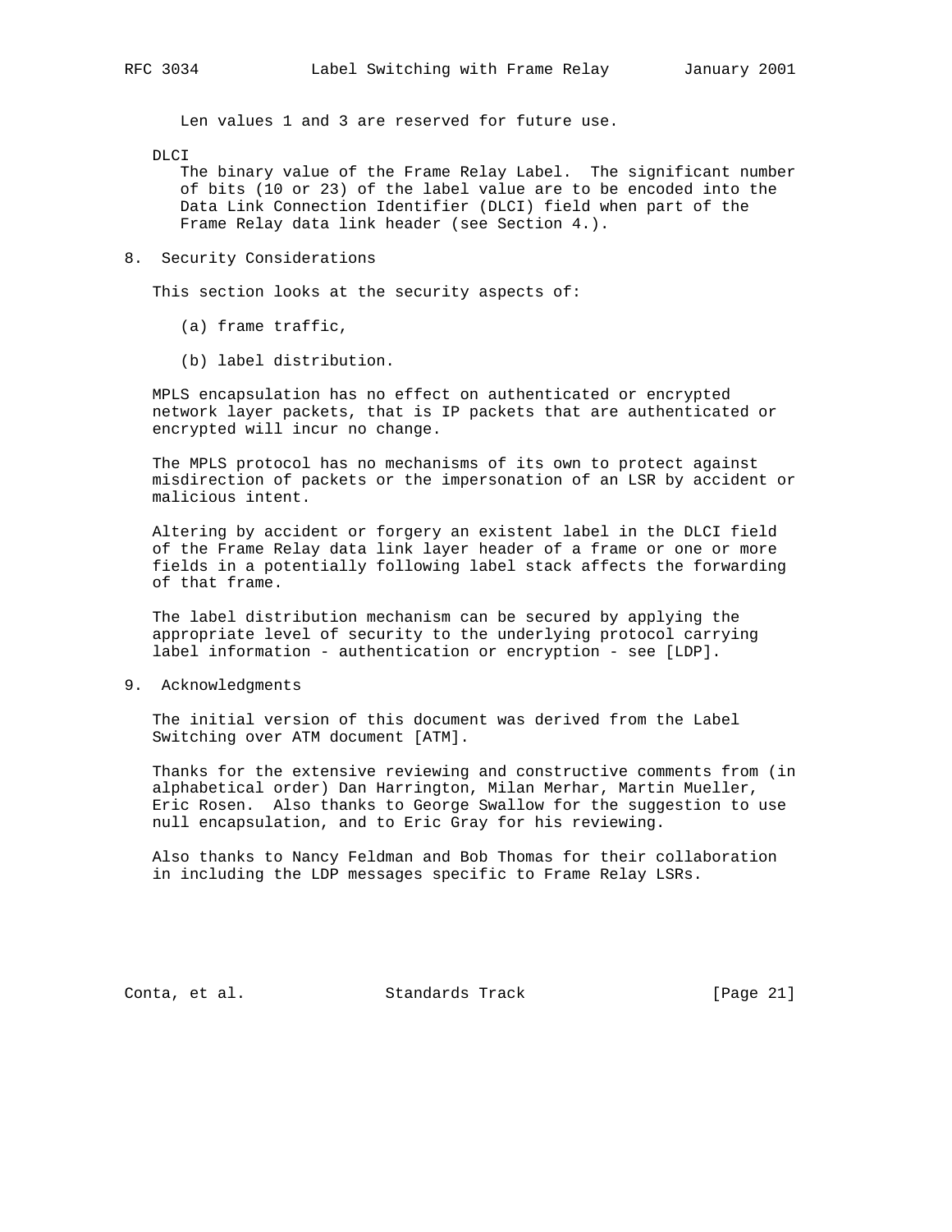Len values 1 and 3 are reserved for future use.

DLCI

The binary value of the Frame Relay Label. The significant number of bits (10 or 23) of the label value are to be encoded into the Data Link Connection Identifier (DLCI) field when part of the Frame Relay data link header (see Section 4.).

## 8. Security Considerations

This section looks at the security aspects of:

(a) frame traffic,

(b) label distribution.

MPLS encapsulation has no effect on authenticated or encrypted network layer packets, that is IP packets that are authenticated or encrypted will incur no change.

The MPLS protocol has no mechanisms of its own to protect against misdirection of packets or the impersonation of an LSR by accident or malicious intent.

Altering by accident or forgery an existent label in the DLCI field of the Frame Relay data link layer header of a frame or one or more fields in a potentially following label stack affects the forwarding of that frame.

The label distribution mechanism can be secured by applying the appropriate level of security to the underlying protocol carrying label information - authentication or encryption - see [LDP].

## 9. Acknowledgments

The initial version of this document was derived from the Label Switching over ATM document [ATM].

Thanks for the extensive reviewing and constructive comments from (in alphabetical order) Dan Harrington, Milan Merhar, Martin Mueller, Eric Rosen. Also thanks to George Swallow for the suggestion to use null encapsulation, and to Eric Gray for his reviewing.

Also thanks to Nancy Feldman and Bob Thomas for their collaboration in including the LDP messages specific to Frame Relay LSRs.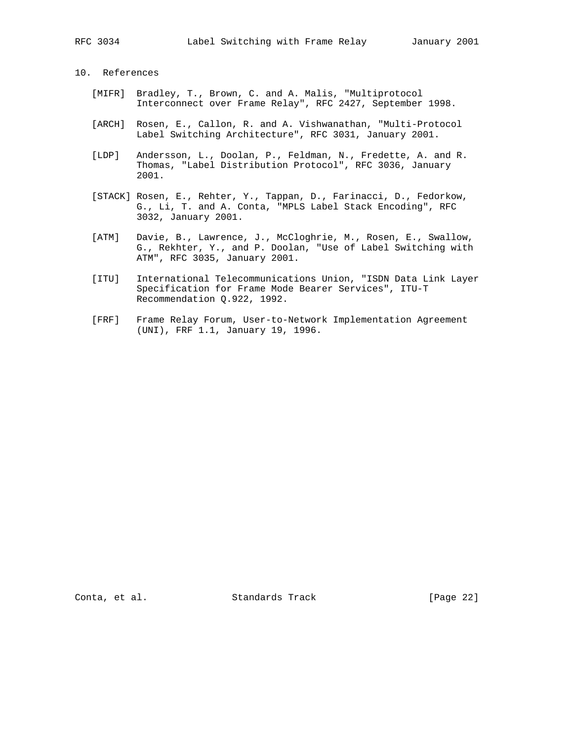## 10. References

[MIFR] Bradley, T., Brown, C. and A. Malis, "Multiprotocol Interconnect over Frame Relay", RFC 2427, September 1998.

[ARCH] Rosen, E., Callon, R. and A. Vishwanathan, "Multi-Protocol Label Switching Architecture", RFC 3031, January 2001.

[LDP] Andersson, L., Doolan, P., Feldman, N., Fredette, A. and R. Thomas, "Label Distribution Protocol", RFC 3036, January 2001.

[STACK] Rosen, E., Rehter, Y., Tappan, D., Farinacci, D., Fedorkow, G., Li, T. and A. Conta, "MPLS Label Stack Encoding", RFC 3032, January 2001.

[ATM] Davie, B., Lawrence, J., McCloghrie, M., Rosen, E., Swallow, G., Rekhter, Y., and P. Doolan, "Use of Label Switching with ATM", RFC 3035, January 2001.

[ITU] International Telecommunications Union, "ISDN Data Link Layer Specification for Frame Mode Bearer Services", ITU-T Recommendation Q.922, 1992.

[FRF] Frame Relay Forum, User-to-Network Implementation Agreement (UNI), FRF 1.1, January 19, 1996.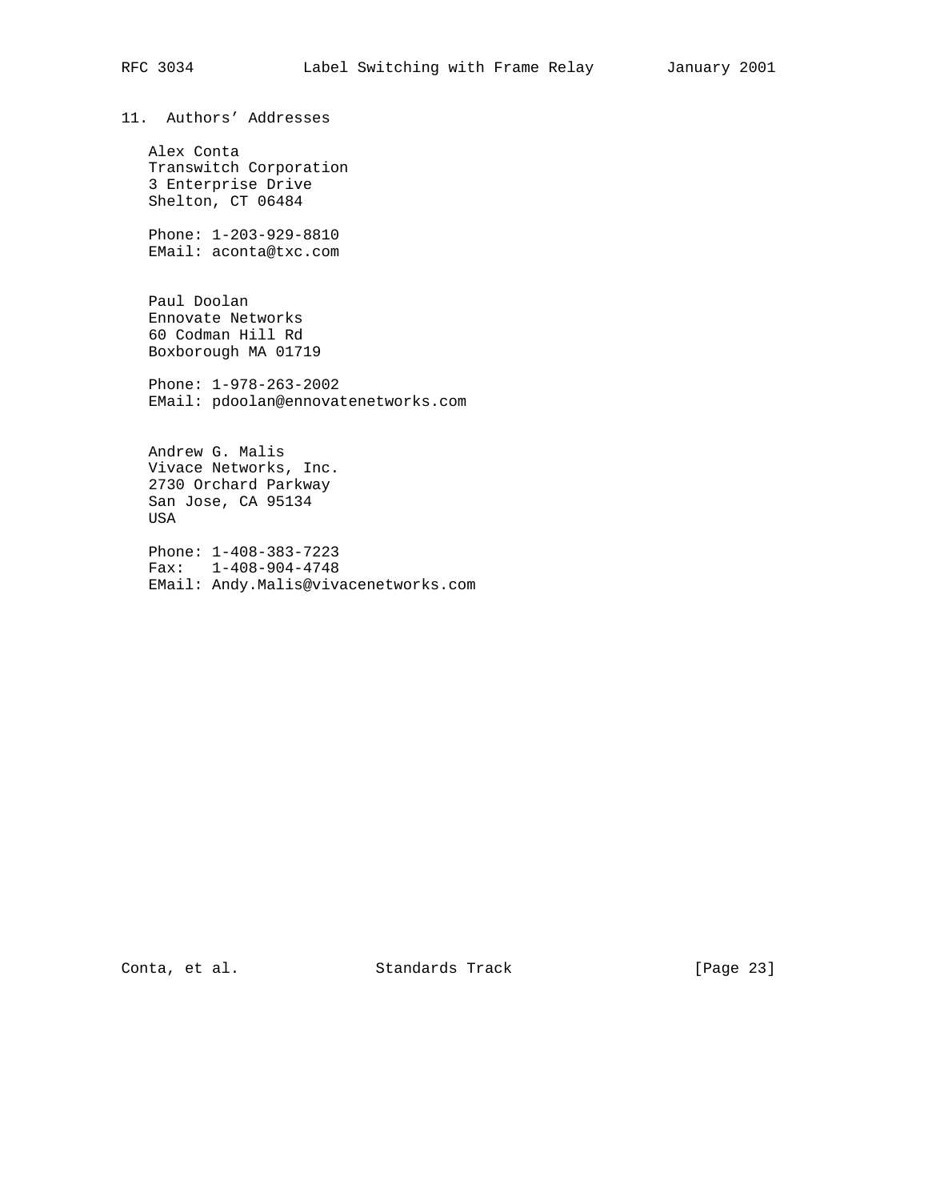## 11. Authors' Addresses

Alex Conta
Transwitch Corporation
3 Enterprise Drive
Shelton, CT 06484

Phone: 1-203-929-8810
EMail: aconta@txc.com

Paul Doolan
Ennovate Networks
60 Codman Hill Rd
Boxborough MA 01719

Phone: 1-978-263-2002
EMail: pdoolan@ennovatenetworks.com

Andrew G. Malis
Vivace Networks, Inc.
2730 Orchard Parkway
San Jose, CA 95134
USA

Phone: 1-408-383-7223
Fax: 1-408-904-4748
EMail: Andy.Malis@vivacenetworks.com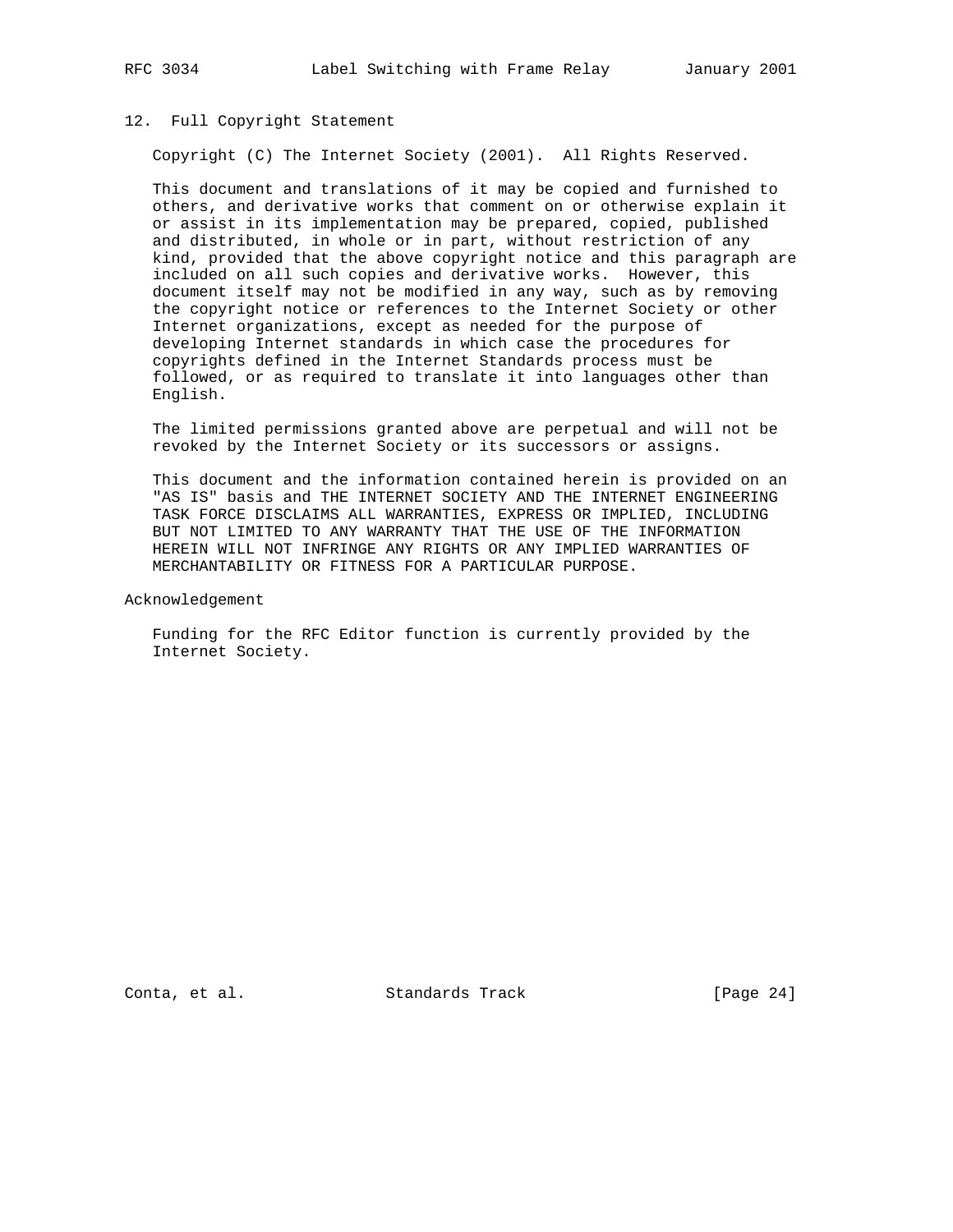## 12. Full Copyright Statement

Copyright (C) The Internet Society (2001). All Rights Reserved.

This document and translations of it may be copied and furnished to others, and derivative works that comment on or otherwise explain it or assist in its implementation may be prepared, copied, published and distributed, in whole or in part, without restriction of any kind, provided that the above copyright notice and this paragraph are included on all such copies and derivative works. However, this document itself may not be modified in any way, such as by removing the copyright notice or references to the Internet Society or other Internet organizations, except as needed for the purpose of developing Internet standards in which case the procedures for copyrights defined in the Internet Standards process must be followed, or as required to translate it into languages other than English.

The limited permissions granted above are perpetual and will not be revoked by the Internet Society or its successors or assigns.

This document and the information contained herein is provided on an "AS IS" basis and THE INTERNET SOCIETY AND THE INTERNET ENGINEERING TASK FORCE DISCLAIMS ALL WARRANTIES, EXPRESS OR IMPLIED, INCLUDING BUT NOT LIMITED TO ANY WARRANTY THAT THE USE OF THE INFORMATION HEREIN WILL NOT INFRINGE ANY RIGHTS OR ANY IMPLIED WARRANTIES OF MERCHANTABILITY OR FITNESS FOR A PARTICULAR PURPOSE.

## Acknowledgement

Funding for the RFC Editor function is currently provided by the Internet Society.